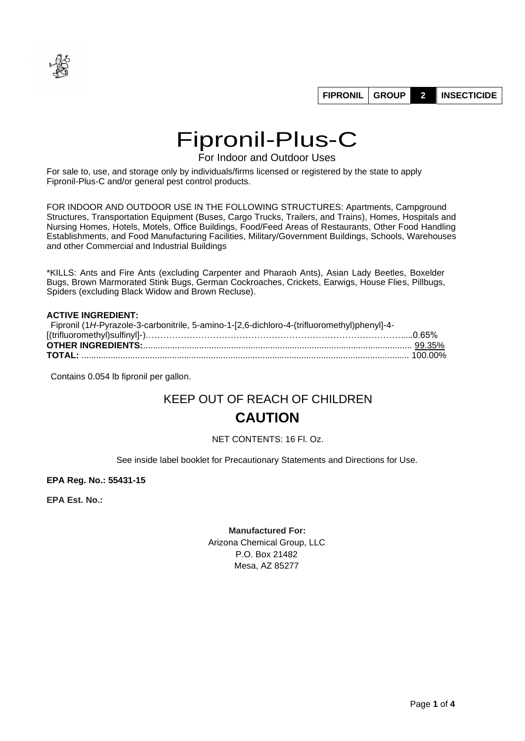| FIPRONIL | GROUP | 2 | INSECTICIDE |
|---|---|---|---|

# Fipronil-Plus-C

For Indoor and Outdoor Uses

For sale to, use, and storage only by individuals/firms licensed or registered by the state to apply Fipronil-Plus-C and/or general pest control products.

FOR INDOOR AND OUTDOOR USE IN THE FOLLOWING STRUCTURES: Apartments, Campground Structures, Transportation Equipment (Buses, Cargo Trucks, Trailers, and Trains), Homes, Hospitals and Nursing Homes, Hotels, Motels, Office Buildings, Food/Feed Areas of Restaurants, Other Food Handling Establishments, and Food Manufacturing Facilities, Military/Government Buildings, Schools, Warehouses and other Commercial and Industrial Buildings

*KILLS: Ants and Fire Ants (excluding Carpenter and Pharaoh Ants), Asian Lady Beetles, Boxelder Bugs, Brown Marmorated Stink Bugs, German Cockroaches, Crickets, Earwigs, House Flies, Pillbugs, Spiders (excluding Black Widow and Brown Recluse).

**ACTIVE INGREDIENT:**
Fipronil (1*H*-Pyrazole-3-carbonitrile, 5-amino-1-[2,6-dichloro-4-(trifluoromethyl)phenyl]-4-[(trifluoromethyl)sulfinyl]-)........................................0.65%
**OTHER INGREDIENTS:**........................................ 99.35%
**TOTAL:** ........................................ 100.00%

Contains 0.054 lb fipronil per gallon.

## KEEP OUT OF REACH OF CHILDREN

## CAUTION

NET CONTENTS: 16 Fl. Oz.

See inside label booklet for Precautionary Statements and Directions for Use.

**EPA Reg. No.: 55431-15**

**EPA Est. No.:**

**Manufactured For:**
Arizona Chemical Group, LLC
P.O. Box 21482
Mesa, AZ 85277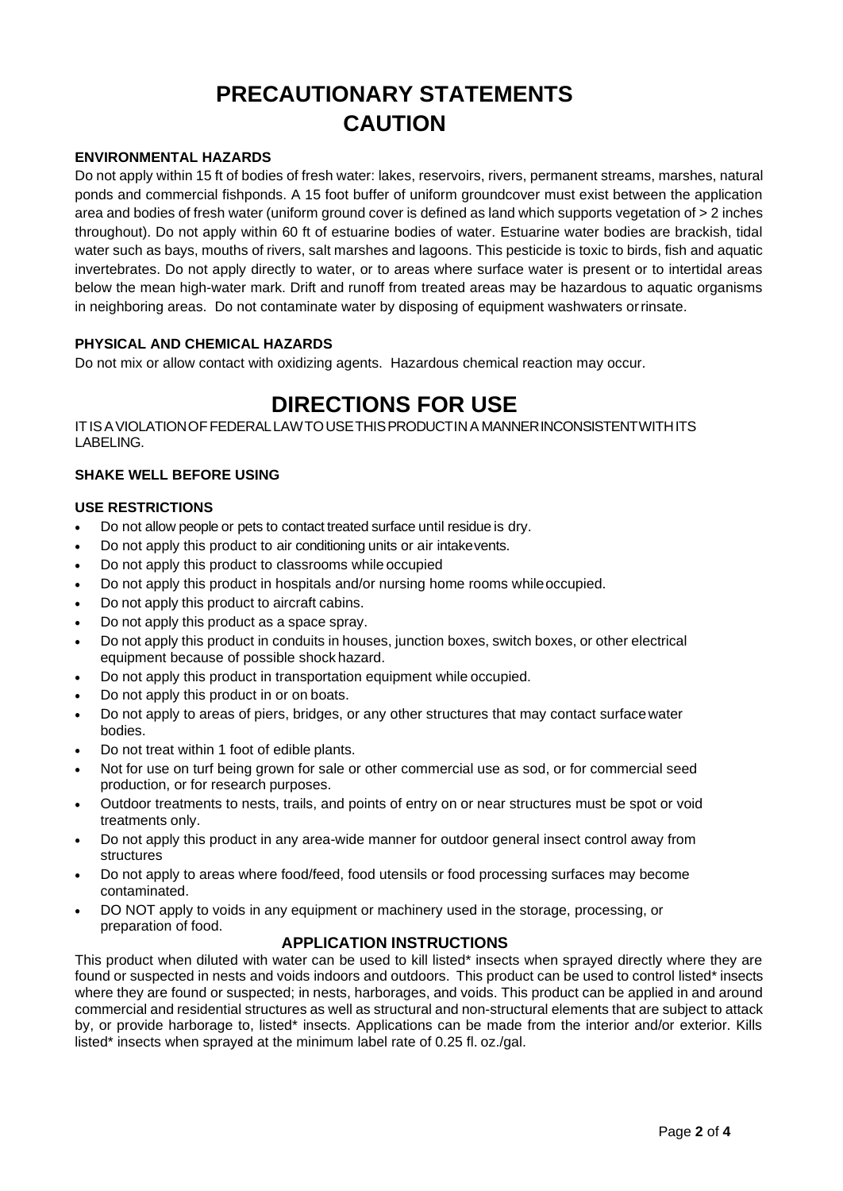# PRECAUTIONARY STATEMENTS
# CAUTION

### ENVIRONMENTAL HAZARDS

Do not apply within 15 ft of bodies of fresh water: lakes, reservoirs, rivers, permanent streams, marshes, natural ponds and commercial fishponds. A 15 foot buffer of uniform groundcover must exist between the application area and bodies of fresh water (uniform ground cover is defined as land which supports vegetation of > 2 inches throughout). Do not apply within 60 ft of estuarine bodies of water. Estuarine water bodies are brackish, tidal water such as bays, mouths of rivers, salt marshes and lagoons. This pesticide is toxic to birds, fish and aquatic invertebrates. Do not apply directly to water, or to areas where surface water is present or to intertidal areas below the mean high-water mark. Drift and runoff from treated areas may be hazardous to aquatic organisms in neighboring areas. Do not contaminate water by disposing of equipment washwaters or rinsate.

### PHYSICAL AND CHEMICAL HAZARDS

Do not mix or allow contact with oxidizing agents. Hazardous chemical reaction may occur.

# DIRECTIONS FOR USE

IT IS A VIOLATION OF FEDERAL LAW TO USE THIS PRODUCT IN A MANNER INCONSISTENT WITH ITS LABELING.

### SHAKE WELL BEFORE USING

### USE RESTRICTIONS

- Do not allow people or pets to contact treated surface until residue is dry.
- Do not apply this product to air conditioning units or air intake vents.
- Do not apply this product to classrooms while occupied
- Do not apply this product in hospitals and/or nursing home rooms while occupied.
- Do not apply this product to aircraft cabins.
- Do not apply this product as a space spray.
- Do not apply this product in conduits in houses, junction boxes, switch boxes, or other electrical equipment because of possible shock hazard.
- Do not apply this product in transportation equipment while occupied.
- Do not apply this product in or on boats.
- Do not apply to areas of piers, bridges, or any other structures that may contact surface water bodies.
- Do not treat within 1 foot of edible plants.
- Not for use on turf being grown for sale or other commercial use as sod, or for commercial seed production, or for research purposes.
- Outdoor treatments to nests, trails, and points of entry on or near structures must be spot or void treatments only.
- Do not apply this product in any area-wide manner for outdoor general insect control away from structures
- Do not apply to areas where food/feed, food utensils or food processing surfaces may become contaminated.
- DO NOT apply to voids in any equipment or machinery used in the storage, processing, or preparation of food.

### APPLICATION INSTRUCTIONS

This product when diluted with water can be used to kill listed* insects when sprayed directly where they are found or suspected in nests and voids indoors and outdoors. This product can be used to control listed* insects where they are found or suspected; in nests, harborages, and voids. This product can be applied in and around commercial and residential structures as well as structural and non-structural elements that are subject to attack by, or provide harborage to, listed* insects. Applications can be made from the interior and/or exterior. Kills listed* insects when sprayed at the minimum label rate of 0.25 fl. oz./gal.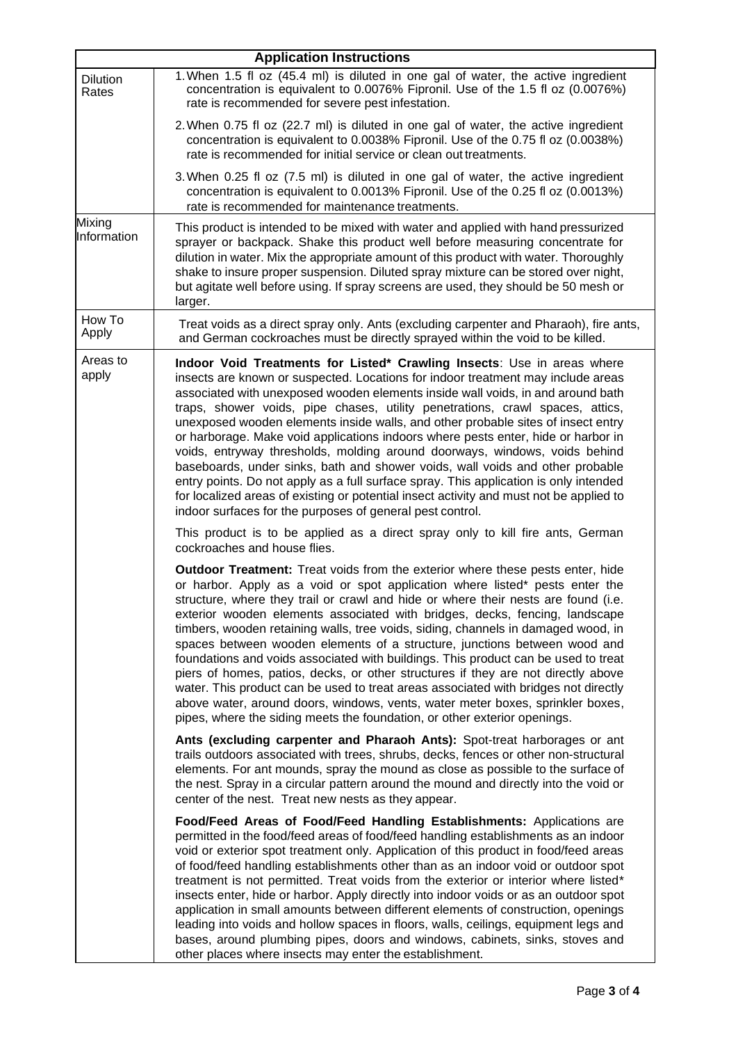| Application Instructions | |
|---|---|
| Dilution Rates | 1. When 1.5 fl oz (45.4 ml) is diluted in one gal of water, the active ingredient concentration is equivalent to 0.0076% Fipronil. Use of the 1.5 fl oz (0.0076%) rate is recommended for severe pest infestation.<br><br>2. When 0.75 fl oz (22.7 ml) is diluted in one gal of water, the active ingredient concentration is equivalent to 0.0038% Fipronil. Use of the 0.75 fl oz (0.0038%) rate is recommended for initial service or clean out treatments.<br><br>3. When 0.25 fl oz (7.5 ml) is diluted in one gal of water, the active ingredient concentration is equivalent to 0.0013% Fipronil. Use of the 0.25 fl oz (0.0013%) rate is recommended for maintenance treatments. |
| Mixing Information | This product is intended to be mixed with water and applied with hand pressurized sprayer or backpack. Shake this product well before measuring concentrate for dilution in water. Mix the appropriate amount of this product with water. Thoroughly shake to insure proper suspension. Diluted spray mixture can be stored over night, but agitate well before using. If spray screens are used, they should be 50 mesh or larger. |
| How To Apply | Treat voids as a direct spray only. Ants (excluding carpenter and Pharaoh), fire ants, and German cockroaches must be directly sprayed within the void to be killed. |
| Areas to apply | **Indoor Void Treatments for Listed* Crawling Insects**: Use in areas where insects are known or suspected. Locations for indoor treatment may include areas associated with unexposed wooden elements inside wall voids, in and around bath traps, shower voids, pipe chases, utility penetrations, crawl spaces, attics, unexposed wooden elements inside walls, and other probable sites of insect entry or harborage. Make void applications indoors where pests enter, hide or harbor in voids, entryway thresholds, molding around doorways, windows, voids behind baseboards, under sinks, bath and shower voids, wall voids and other probable entry points. Do not apply as a full surface spray. This application is only intended for localized areas of existing or potential insect activity and must not be applied to indoor surfaces for the purposes of general pest control.<br><br>This product is to be applied as a direct spray only to kill fire ants, German cockroaches and house flies.<br><br>**Outdoor Treatment:** Treat voids from the exterior where these pests enter, hide or harbor. Apply as a void or spot application where listed* pests enter the structure, where they trail or crawl and hide or where their nests are found (i.e. exterior wooden elements associated with bridges, decks, fencing, landscape timbers, wooden retaining walls, tree voids, siding, channels in damaged wood, in spaces between wooden elements of a structure, junctions between wood and foundations and voids associated with buildings. This product can be used to treat piers of homes, patios, decks, or other structures if they are not directly above water. This product can be used to treat areas associated with bridges not directly above water, around doors, windows, vents, water meter boxes, sprinkler boxes, pipes, where the siding meets the foundation, or other exterior openings.<br><br>**Ants (excluding carpenter and Pharaoh Ants):** Spot-treat harborages or ant trails outdoors associated with trees, shrubs, decks, fences or other non-structural elements. For ant mounds, spray the mound as close as possible to the surface of the nest. Spray in a circular pattern around the mound and directly into the void or center of the nest. Treat new nests as they appear.<br><br>**Food/Feed Areas of Food/Feed Handling Establishments:** Applications are permitted in the food/feed areas of food/feed handling establishments as an indoor void or exterior spot treatment only. Application of this product in food/feed areas of food/feed handling establishments other than as an indoor void or outdoor spot treatment is not permitted. Treat voids from the exterior or interior where listed* insects enter, hide or harbor. Apply directly into indoor voids or as an outdoor spot application in small amounts between different elements of construction, openings leading into voids and hollow spaces in floors, walls, ceilings, equipment legs and bases, around plumbing pipes, doors and windows, cabinets, sinks, stoves and other places where insects may enter the establishment. |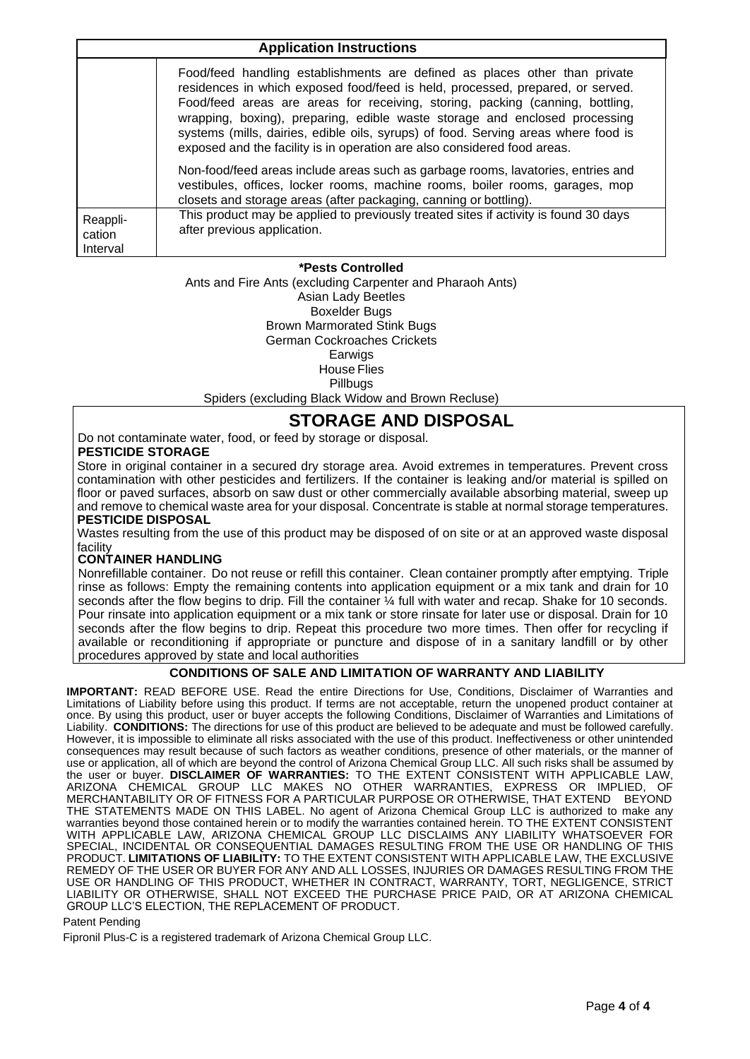| Application Instructions | |
|---|---|
| | Food/feed handling establishments are defined as places other than private residences in which exposed food/feed is held, processed, prepared, or served. Food/feed areas are areas for receiving, storing, packing (canning, bottling, wrapping, boxing), preparing, edible waste storage and enclosed processing systems (mills, dairies, edible oils, syrups) of food. Serving areas where food is exposed and the facility is in operation are also considered food areas.<br><br>Non-food/feed areas include areas such as garbage rooms, lavatories, entries and vestibules, offices, locker rooms, machine rooms, boiler rooms, garages, mop closets and storage areas (after packaging, canning or bottling). |
| Reapplication Interval | This product may be applied to previously treated sites if activity is found 30 days after previous application. |

**\*Pests Controlled**

Ants and Fire Ants (excluding Carpenter and Pharaoh Ants)
Asian Lady Beetles
Boxelder Bugs
Brown Marmorated Stink Bugs
German Cockroaches Crickets
Earwigs
House Flies
Pillbugs
Spiders (excluding Black Widow and Brown Recluse)

## STORAGE AND DISPOSAL

Do not contaminate water, food, or feed by storage or disposal.

**PESTICIDE STORAGE**

Store in original container in a secured dry storage area. Avoid extremes in temperatures. Prevent cross contamination with other pesticides and fertilizers. If the container is leaking and/or material is spilled on floor or paved surfaces, absorb on saw dust or other commercially available absorbing material, sweep up and remove to chemical waste area for your disposal. Concentrate is stable at normal storage temperatures.

**PESTICIDE DISPOSAL**

Wastes resulting from the use of this product may be disposed of on site or at an approved waste disposal facility

**CONTAINER HANDLING**

Nonrefillable container. Do not reuse or refill this container. Clean container promptly after emptying. Triple rinse as follows: Empty the remaining contents into application equipment or a mix tank and drain for 10 seconds after the flow begins to drip. Fill the container ¼ full with water and recap. Shake for 10 seconds. Pour rinsate into application equipment or a mix tank or store rinsate for later use or disposal. Drain for 10 seconds after the flow begins to drip. Repeat this procedure two more times. Then offer for recycling if available or reconditioning if appropriate or puncture and dispose of in a sanitary landfill or by other procedures approved by state and local authorities

**CONDITIONS OF SALE AND LIMITATION OF WARRANTY AND LIABILITY**

**IMPORTANT:** READ BEFORE USE. Read the entire Directions for Use, Conditions, Disclaimer of Warranties and Limitations of Liability before using this product. If terms are not acceptable, return the unopened product container at once. By using this product, user or buyer accepts the following Conditions, Disclaimer of Warranties and Limitations of Liability. **CONDITIONS:** The directions for use of this product are believed to be adequate and must be followed carefully. However, it is impossible to eliminate all risks associated with the use of this product. Ineffectiveness or other unintended consequences may result because of such factors as weather conditions, presence of other materials, or the manner of use or application, all of which are beyond the control of Arizona Chemical Group LLC. All such risks shall be assumed by the user or buyer. **DISCLAIMER OF WARRANTIES:** TO THE EXTENT CONSISTENT WITH APPLICABLE LAW, ARIZONA CHEMICAL GROUP LLC MAKES NO OTHER WARRANTIES, EXPRESS OR IMPLIED, OF MERCHANTABILITY OR OF FITNESS FOR A PARTICULAR PURPOSE OR OTHERWISE, THAT EXTEND BEYOND THE STATEMENTS MADE ON THIS LABEL. No agent of Arizona Chemical Group LLC is authorized to make any warranties beyond those contained herein or to modify the warranties contained herein. TO THE EXTENT CONSISTENT WITH APPLICABLE LAW, ARIZONA CHEMICAL GROUP LLC DISCLAIMS ANY LIABILITY WHATSOEVER FOR SPECIAL, INCIDENTAL OR CONSEQUENTIAL DAMAGES RESULTING FROM THE USE OR HANDLING OF THIS PRODUCT. **LIMITATIONS OF LIABILITY:** TO THE EXTENT CONSISTENT WITH APPLICABLE LAW, THE EXCLUSIVE REMEDY OF THE USER OR BUYER FOR ANY AND ALL LOSSES, INJURIES OR DAMAGES RESULTING FROM THE USE OR HANDLING OF THIS PRODUCT, WHETHER IN CONTRACT, WARRANTY, TORT, NEGLIGENCE, STRICT LIABILITY OR OTHERWISE, SHALL NOT EXCEED THE PURCHASE PRICE PAID, OR AT ARIZONA CHEMICAL GROUP LLC'S ELECTION, THE REPLACEMENT OF PRODUCT.

Patent Pending

Fipronil Plus-C is a registered trademark of Arizona Chemical Group LLC.